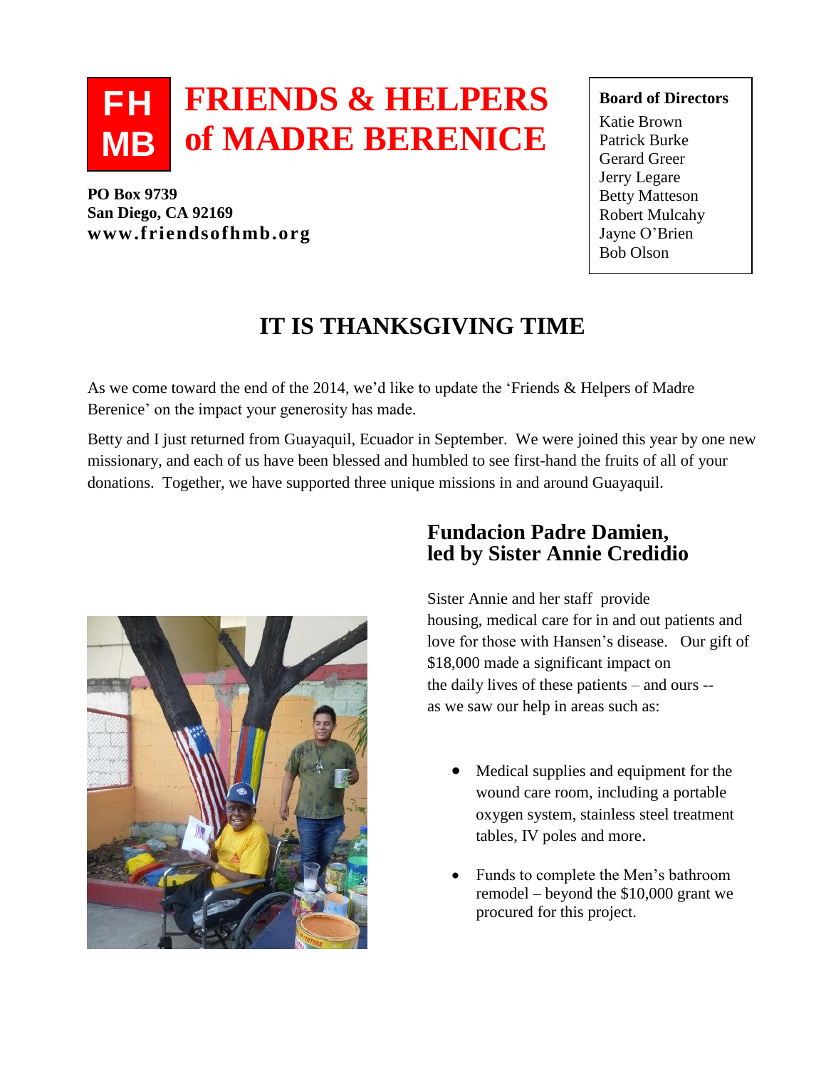# FRIENDS & HELPERS of MADRE BERENICE

FH MB

**PO Box 9739**
**San Diego, CA 92169**
**www.friendsofhmb.org**

**Board of Directors**

Katie Brown
Patrick Burke
Gerard Greer
Jerry Legare
Betty Matteson
Robert Mulcahy
Jayne O'Brien
Bob Olson

## IT IS THANKSGIVING TIME

As we come toward the end of the 2014, we'd like to update the 'Friends & Helpers of Madre Berenice' on the impact your generosity has made.

Betty and I just returned from Guayaquil, Ecuador in September. We were joined this year by one new missionary, and each of us have been blessed and humbled to see first-hand the fruits of all of your donations. Together, we have supported three unique missions in and around Guayaquil.

### Fundacion Padre Damien, led by Sister Annie Credidio

Sister Annie and her staff provide housing, medical care for in and out patients and love for those with Hansen's disease. Our gift of $18,000 made a significant impact on the daily lives of these patients – and ours -- as we saw our help in areas such as:

- Medical supplies and equipment for the wound care room, including a portable oxygen system, stainless steel treatment tables, IV poles and more.
- Funds to complete the Men's bathroom remodel – beyond the $10,000 grant we procured for this project.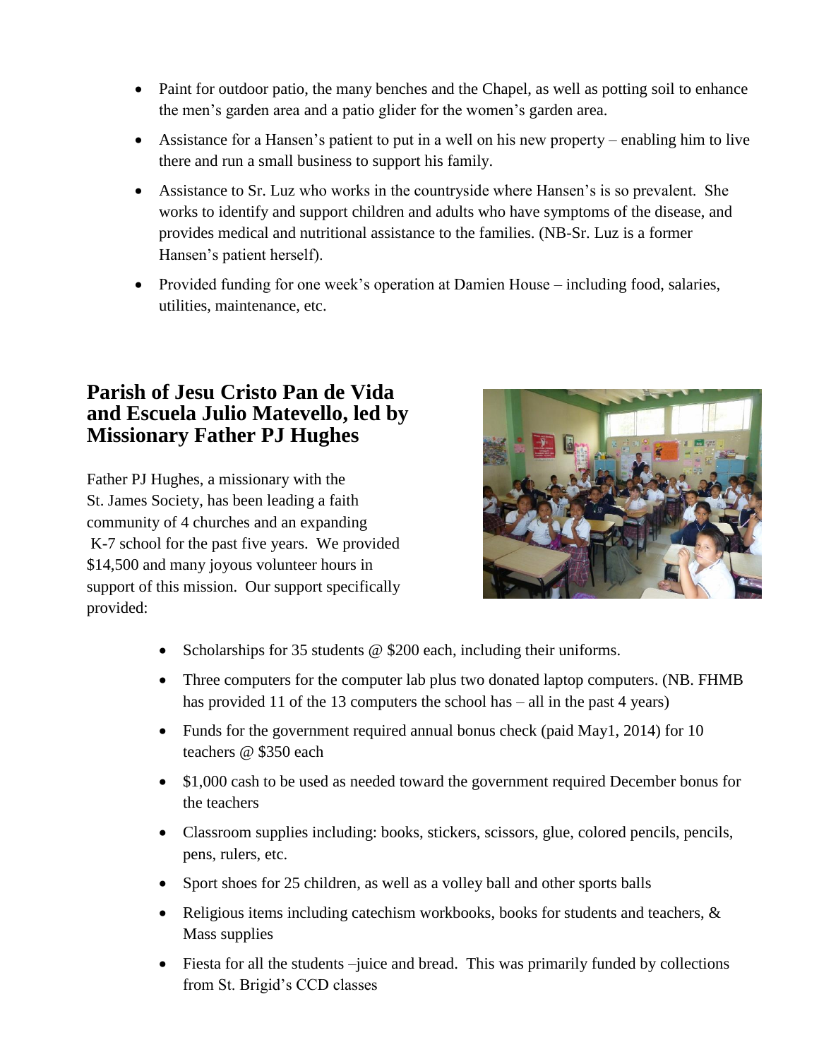- Paint for outdoor patio, the many benches and the Chapel, as well as potting soil to enhance the men's garden area and a patio glider for the women's garden area.
- Assistance for a Hansen's patient to put in a well on his new property – enabling him to live there and run a small business to support his family.
- Assistance to Sr. Luz who works in the countryside where Hansen's is so prevalent. She works to identify and support children and adults who have symptoms of the disease, and provides medical and nutritional assistance to the families. (NB-Sr. Luz is a former Hansen's patient herself).
- Provided funding for one week's operation at Damien House – including food, salaries, utilities, maintenance, etc.

## Parish of Jesu Cristo Pan de Vida and Escuela Julio Matevello, led by Missionary Father PJ Hughes

Father PJ Hughes, a missionary with the St. James Society, has been leading a faith community of 4 churches and an expanding K-7 school for the past five years. We provided $14,500 and many joyous volunteer hours in support of this mission. Our support specifically provided:

- Scholarships for 35 students @ $200 each, including their uniforms.
- Three computers for the computer lab plus two donated laptop computers. (NB. FHMB has provided 11 of the 13 computers the school has – all in the past 4 years)
- Funds for the government required annual bonus check (paid May1, 2014) for 10 teachers @ $350 each
- $1,000 cash to be used as needed toward the government required December bonus for the teachers
- Classroom supplies including: books, stickers, scissors, glue, colored pencils, pencils, pens, rulers, etc.
- Sport shoes for 25 children, as well as a volley ball and other sports balls
- Religious items including catechism workbooks, books for students and teachers, & Mass supplies
- Fiesta for all the students –juice and bread. This was primarily funded by collections from St. Brigid's CCD classes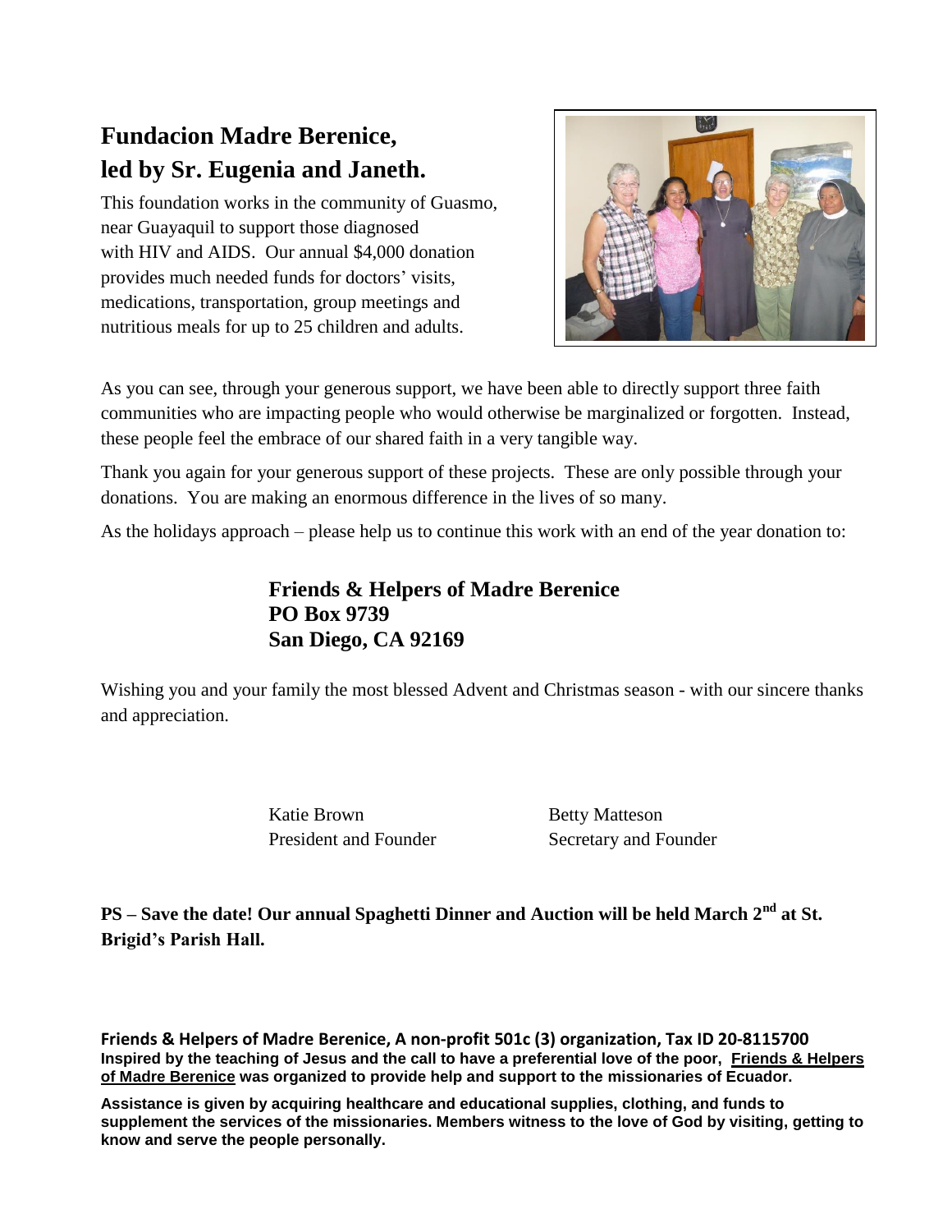## Fundacion Madre Berenice, led by Sr. Eugenia and Janeth.

This foundation works in the community of Guasmo, near Guayaquil to support those diagnosed with HIV and AIDS. Our annual $4,000 donation provides much needed funds for doctors' visits, medications, transportation, group meetings and nutritious meals for up to 25 children and adults.

As you can see, through your generous support, we have been able to directly support three faith communities who are impacting people who would otherwise be marginalized or forgotten. Instead, these people feel the embrace of our shared faith in a very tangible way.

Thank you again for your generous support of these projects. These are only possible through your donations. You are making an enormous difference in the lives of so many.

As the holidays approach – please help us to continue this work with an end of the year donation to:

**Friends & Helpers of Madre Berenice**
**PO Box 9739**
**San Diego, CA 92169**

Wishing you and your family the most blessed Advent and Christmas season - with our sincere thanks and appreciation.

Katie Brown
President and Founder

Betty Matteson
Secretary and Founder

**PS – Save the date! Our annual Spaghetti Dinner and Auction will be held March 2nd at St. Brigid's Parish Hall.**

**Friends & Helpers of Madre Berenice, A non-profit 501c (3) organization, Tax ID 20-8115700**
**Inspired by the teaching of Jesus and the call to have a preferential love of the poor, Friends & Helpers of Madre Berenice was organized to provide help and support to the missionaries of Ecuador.**

**Assistance is given by acquiring healthcare and educational supplies, clothing, and funds to supplement the services of the missionaries. Members witness to the love of God by visiting, getting to know and serve the people personally.**